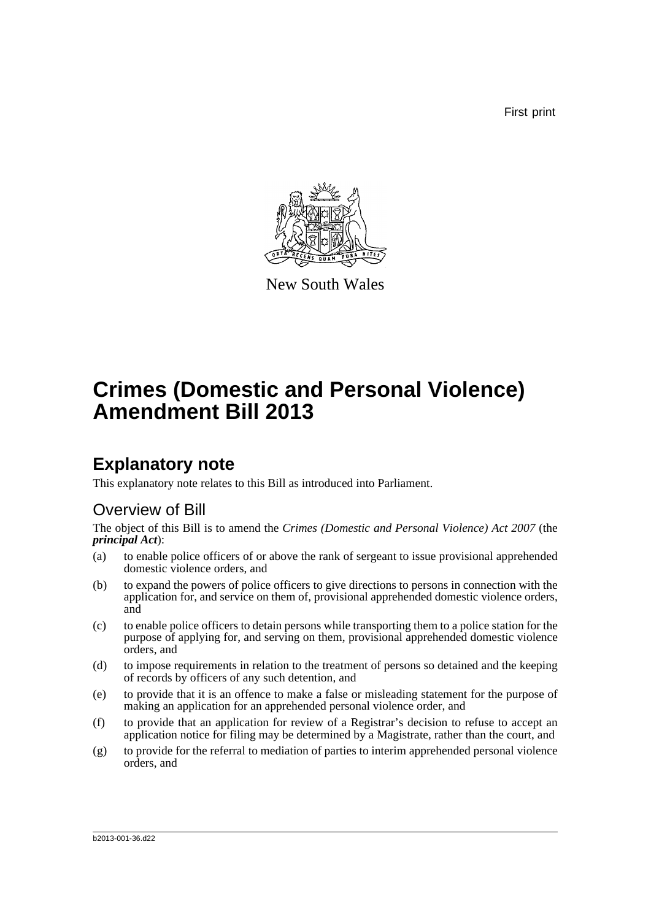First print

New South Wales

# Crimes (Domestic and Personal Violence) Amendment Bill 2013

## Explanatory note

This explanatory note relates to this Bill as introduced into Parliament.

### Overview of Bill

The object of this Bill is to amend the *Crimes (Domestic and Personal Violence) Act 2007* (the ***principal Act***):

(a) to enable police officers of or above the rank of sergeant to issue provisional apprehended domestic violence orders, and

(b) to expand the powers of police officers to give directions to persons in connection with the application for, and service on them of, provisional apprehended domestic violence orders, and

(c) to enable police officers to detain persons while transporting them to a police station for the purpose of applying for, and serving on them, provisional apprehended domestic violence orders, and

(d) to impose requirements in relation to the treatment of persons so detained and the keeping of records by officers of any such detention, and

(e) to provide that it is an offence to make a false or misleading statement for the purpose of making an application for an apprehended personal violence order, and

(f) to provide that an application for review of a Registrar's decision to refuse to accept an application notice for filing may be determined by a Magistrate, rather than the court, and

(g) to provide for the referral to mediation of parties to interim apprehended personal violence orders, and

b2013-001-36.d22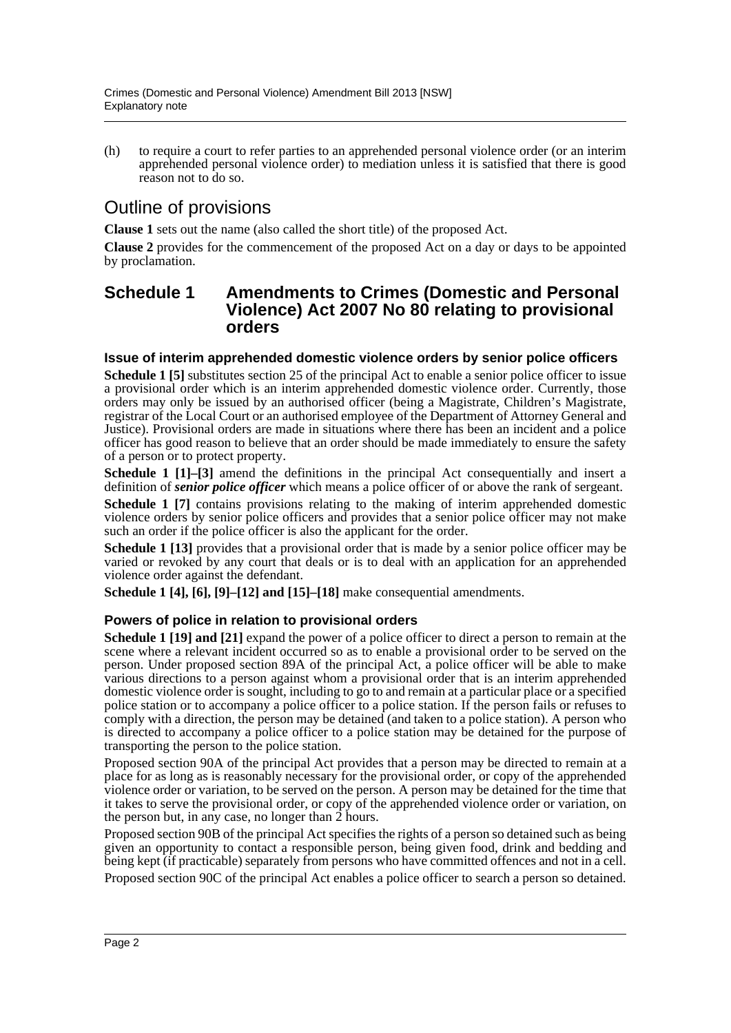(h) to require a court to refer parties to an apprehended personal violence order (or an interim apprehended personal violence order) to mediation unless it is satisfied that there is good reason not to do so.

## Outline of provisions

**Clause 1** sets out the name (also called the short title) of the proposed Act.

**Clause 2** provides for the commencement of the proposed Act on a day or days to be appointed by proclamation.

## Schedule 1 Amendments to Crimes (Domestic and Personal Violence) Act 2007 No 80 relating to provisional orders

### Issue of interim apprehended domestic violence orders by senior police officers

**Schedule 1 [5]** substitutes section 25 of the principal Act to enable a senior police officer to issue a provisional order which is an interim apprehended domestic violence order. Currently, those orders may only be issued by an authorised officer (being a Magistrate, Children's Magistrate, registrar of the Local Court or an authorised employee of the Department of Attorney General and Justice). Provisional orders are made in situations where there has been an incident and a police officer has good reason to believe that an order should be made immediately to ensure the safety of a person or to protect property.

**Schedule 1 [1]–[3]** amend the definitions in the principal Act consequentially and insert a definition of ***senior police officer*** which means a police officer of or above the rank of sergeant.

**Schedule 1 [7]** contains provisions relating to the making of interim apprehended domestic violence orders by senior police officers and provides that a senior police officer may not make such an order if the police officer is also the applicant for the order.

**Schedule 1 [13]** provides that a provisional order that is made by a senior police officer may be varied or revoked by any court that deals or is to deal with an application for an apprehended violence order against the defendant.

**Schedule 1 [4], [6], [9]–[12] and [15]–[18]** make consequential amendments.

### Powers of police in relation to provisional orders

**Schedule 1 [19] and [21]** expand the power of a police officer to direct a person to remain at the scene where a relevant incident occurred so as to enable a provisional order to be served on the person. Under proposed section 89A of the principal Act, a police officer will be able to make various directions to a person against whom a provisional order that is an interim apprehended domestic violence order is sought, including to go to and remain at a particular place or a specified police station or to accompany a police officer to a police station. If the person fails or refuses to comply with a direction, the person may be detained (and taken to a police station). A person who is directed to accompany a police officer to a police station may be detained for the purpose of transporting the person to the police station.

Proposed section 90A of the principal Act provides that a person may be directed to remain at a place for as long as is reasonably necessary for the provisional order, or copy of the apprehended violence order or variation, to be served on the person. A person may be detained for the time that it takes to serve the provisional order, or copy of the apprehended violence order or variation, on the person but, in any case, no longer than 2 hours.

Proposed section 90B of the principal Act specifies the rights of a person so detained such as being given an opportunity to contact a responsible person, being given food, drink and bedding and being kept (if practicable) separately from persons who have committed offences and not in a cell.

Proposed section 90C of the principal Act enables a police officer to search a person so detained.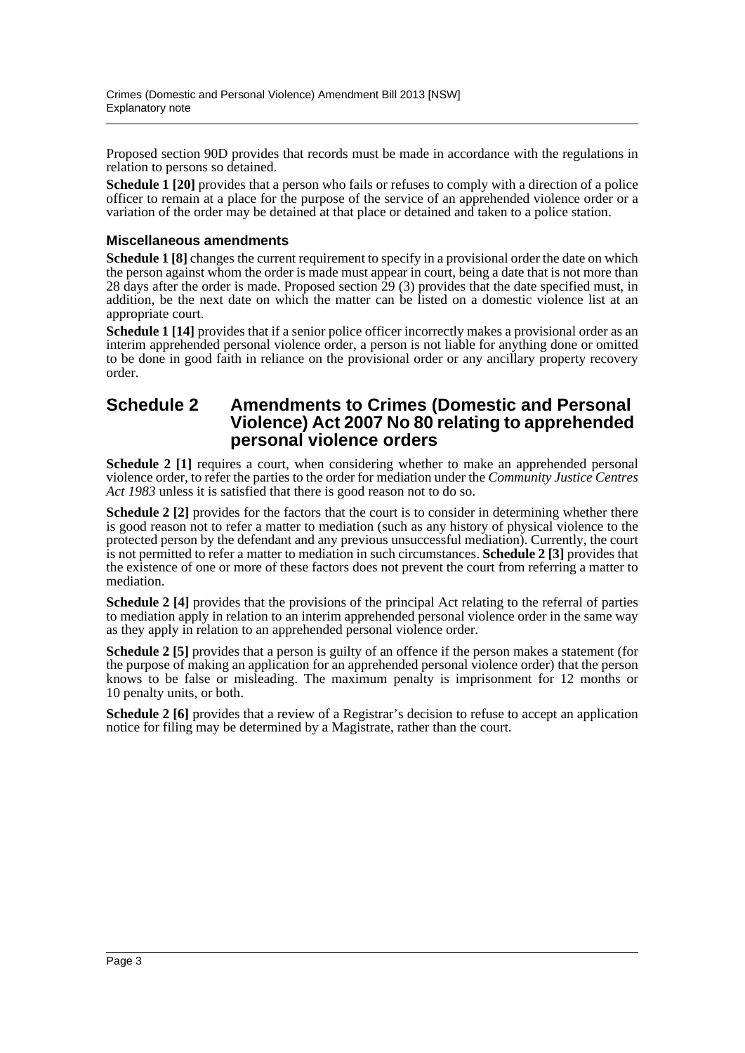Proposed section 90D provides that records must be made in accordance with the regulations in relation to persons so detained.

**Schedule 1 [20]** provides that a person who fails or refuses to comply with a direction of a police officer to remain at a place for the purpose of the service of an apprehended violence order or a variation of the order may be detained at that place or detained and taken to a police station.

### Miscellaneous amendments

**Schedule 1 [8]** changes the current requirement to specify in a provisional order the date on which the person against whom the order is made must appear in court, being a date that is not more than 28 days after the order is made. Proposed section 29 (3) provides that the date specified must, in addition, be the next date on which the matter can be listed on a domestic violence list at an appropriate court.

**Schedule 1 [14]** provides that if a senior police officer incorrectly makes a provisional order as an interim apprehended personal violence order, a person is not liable for anything done or omitted to be done in good faith in reliance on the provisional order or any ancillary property recovery order.

## Schedule 2 Amendments to Crimes (Domestic and Personal Violence) Act 2007 No 80 relating to apprehended personal violence orders

**Schedule 2 [1]** requires a court, when considering whether to make an apprehended personal violence order, to refer the parties to the order for mediation under the *Community Justice Centres Act 1983* unless it is satisfied that there is good reason not to do so.

**Schedule 2 [2]** provides for the factors that the court is to consider in determining whether there is good reason not to refer a matter to mediation (such as any history of physical violence to the protected person by the defendant and any previous unsuccessful mediation). Currently, the court is not permitted to refer a matter to mediation in such circumstances. **Schedule 2 [3]** provides that the existence of one or more of these factors does not prevent the court from referring a matter to mediation.

**Schedule 2 [4]** provides that the provisions of the principal Act relating to the referral of parties to mediation apply in relation to an interim apprehended personal violence order in the same way as they apply in relation to an apprehended personal violence order.

**Schedule 2 [5]** provides that a person is guilty of an offence if the person makes a statement (for the purpose of making an application for an apprehended personal violence order) that the person knows to be false or misleading. The maximum penalty is imprisonment for 12 months or 10 penalty units, or both.

**Schedule 2 [6]** provides that a review of a Registrar's decision to refuse to accept an application notice for filing may be determined by a Magistrate, rather than the court.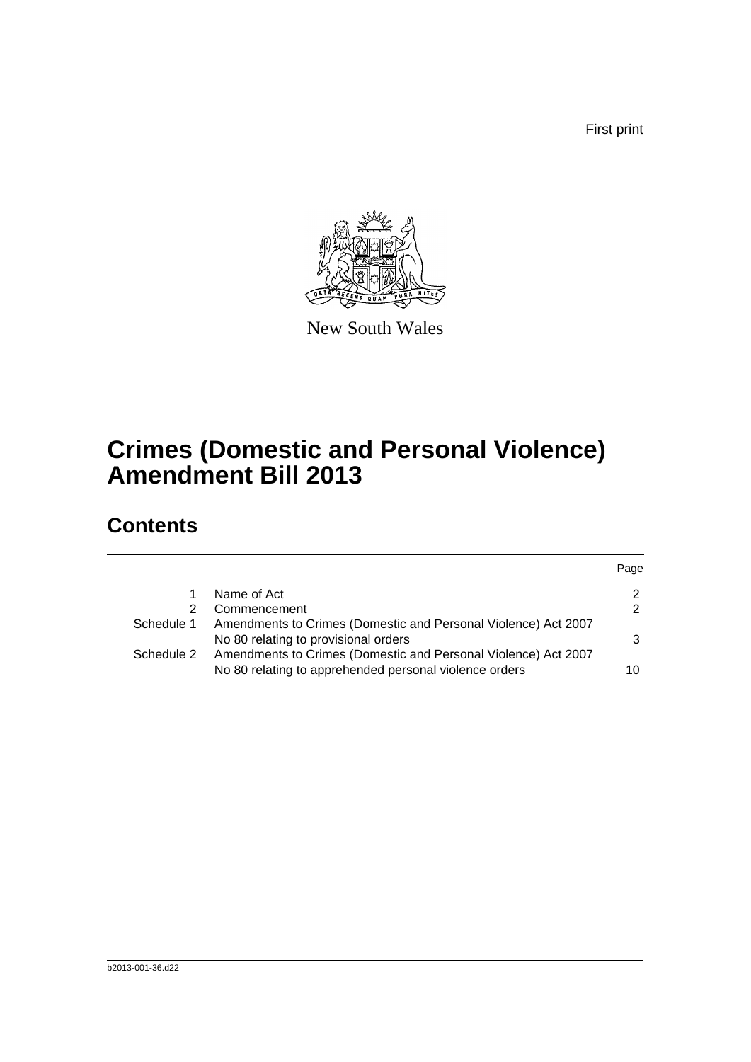First print

New South Wales

# Crimes (Domestic and Personal Violence) Amendment Bill 2013

## Contents

| | | Page |
|---|---|---|
| 1 | Name of Act | 2 |
| 2 | Commencement | 2 |
| Schedule 1 | Amendments to Crimes (Domestic and Personal Violence) Act 2007 No 80 relating to provisional orders | 3 |
| Schedule 2 | Amendments to Crimes (Domestic and Personal Violence) Act 2007 No 80 relating to apprehended personal violence orders | 10 |

b2013-001-36.d22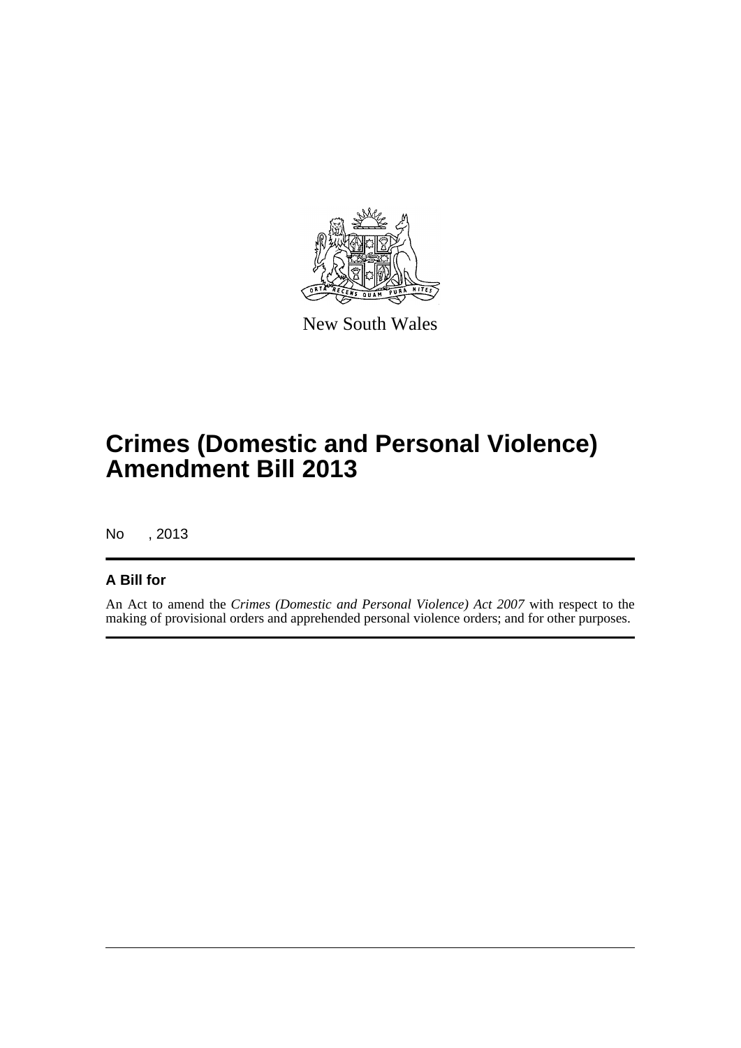New South Wales

# Crimes (Domestic and Personal Violence) Amendment Bill 2013

No , 2013

## A Bill for

An Act to amend the *Crimes (Domestic and Personal Violence) Act 2007* with respect to the making of provisional orders and apprehended personal violence orders; and for other purposes.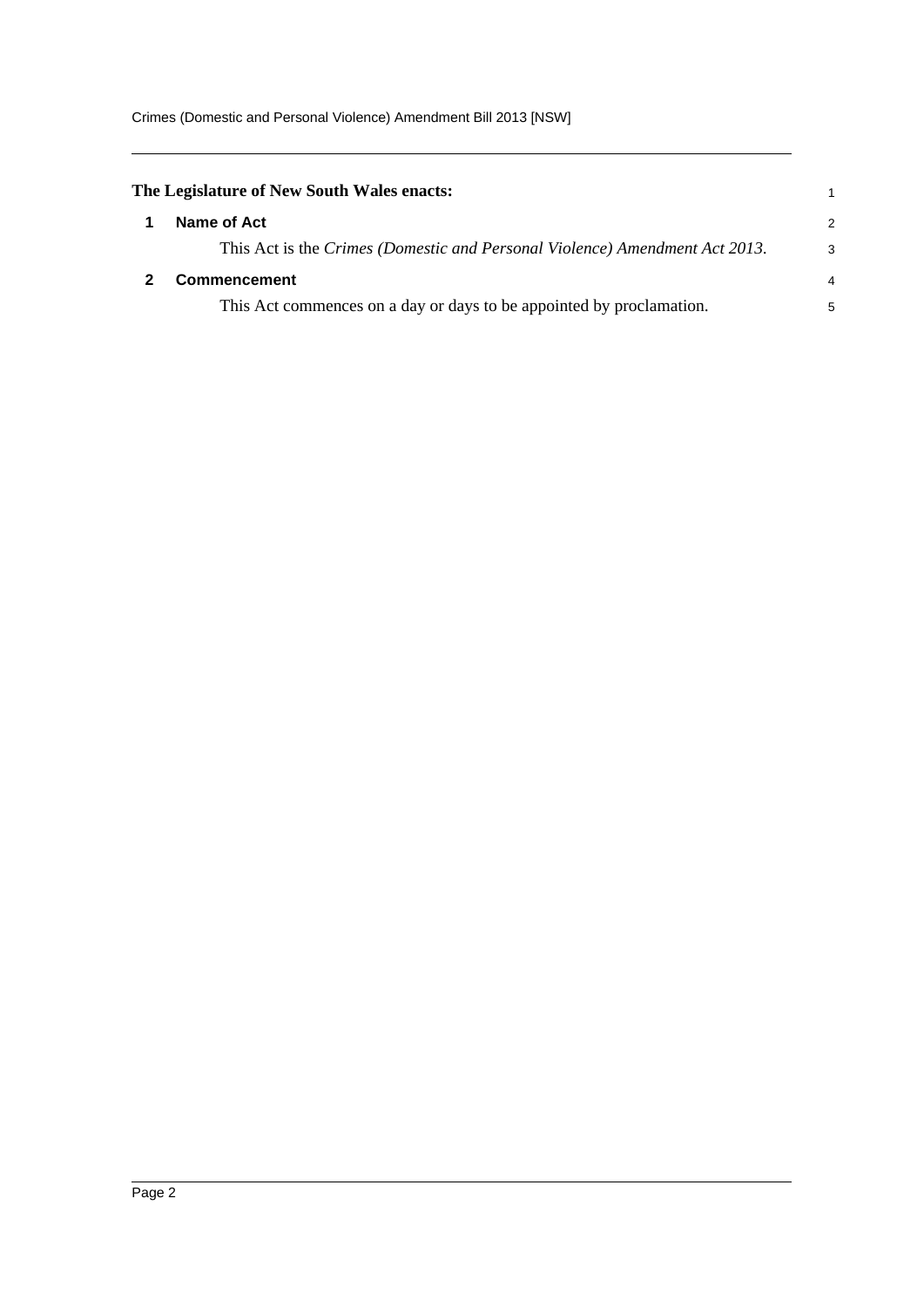**The Legislature of New South Wales enacts:**

## 1 Name of Act

This Act is the *Crimes (Domestic and Personal Violence) Amendment Act 2013*.

## 2 Commencement

This Act commences on a day or days to be appointed by proclamation.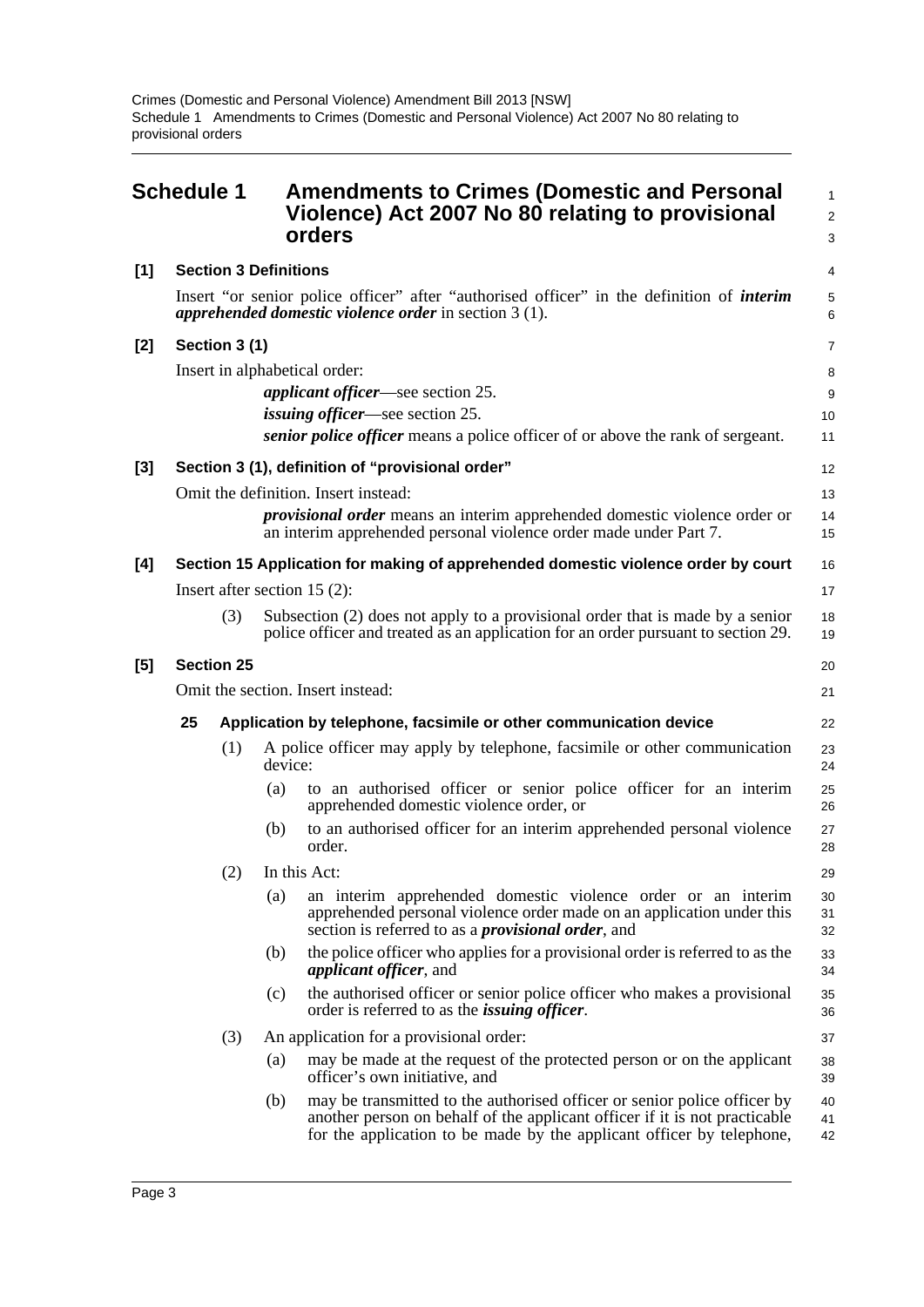## Schedule 1 Amendments to Crimes (Domestic and Personal Violence) Act 2007 No 80 relating to provisional orders

**[1] Section 3 Definitions**

Insert "or senior police officer" after "authorised officer" in the definition of ***interim apprehended domestic violence order*** in section 3 (1).

**[2] Section 3 (1)**

Insert in alphabetical order:

***applicant officer***—see section 25.

***issuing officer***—see section 25.

***senior police officer*** means a police officer of or above the rank of sergeant.

**[3] Section 3 (1), definition of "provisional order"**

Omit the definition. Insert instead:

***provisional order*** means an interim apprehended domestic violence order or an interim apprehended personal violence order made under Part 7.

**[4] Section 15 Application for making of apprehended domestic violence order by court**

Insert after section 15 (2):

(3) Subsection (2) does not apply to a provisional order that is made by a senior police officer and treated as an application for an order pursuant to section 29.

**[5] Section 25**

Omit the section. Insert instead:

**25 Application by telephone, facsimile or other communication device**

(1) A police officer may apply by telephone, facsimile or other communication device:

(a) to an authorised officer or senior police officer for an interim apprehended domestic violence order, or

(b) to an authorised officer for an interim apprehended personal violence order.

(2) In this Act:

(a) an interim apprehended domestic violence order or an interim apprehended personal violence order made on an application under this section is referred to as a ***provisional order***, and

(b) the police officer who applies for a provisional order is referred to as the ***applicant officer***, and

(c) the authorised officer or senior police officer who makes a provisional order is referred to as the ***issuing officer***.

(3) An application for a provisional order:

(a) may be made at the request of the protected person or on the applicant officer's own initiative, and

(b) may be transmitted to the authorised officer or senior police officer by another person on behalf of the applicant officer if it is not practicable for the application to be made by the applicant officer by telephone,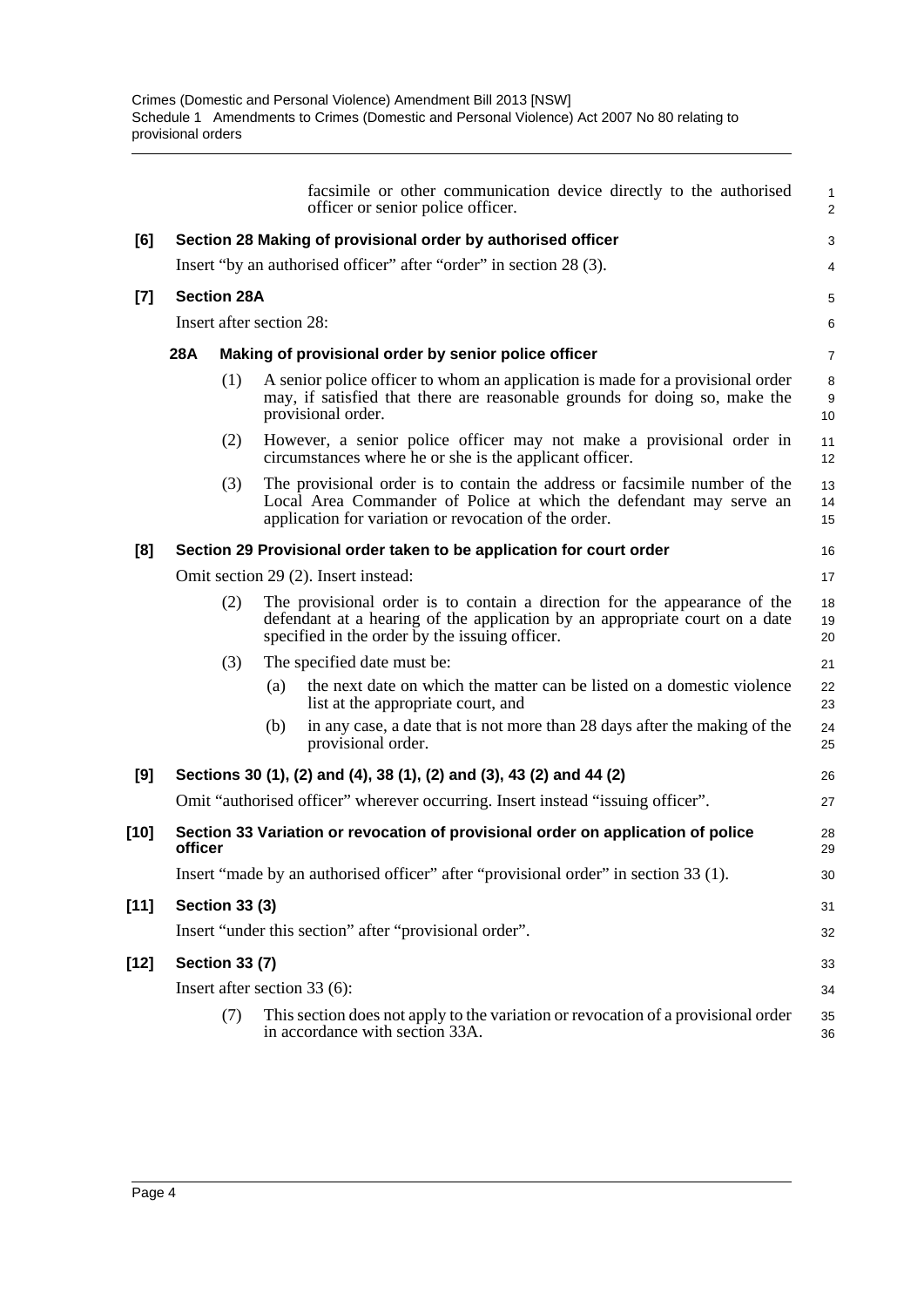facsimile or other communication device directly to the authorised officer or senior police officer.

**[6] Section 28 Making of provisional order by authorised officer**

Insert "by an authorised officer" after "order" in section 28 (3).

**[7] Section 28A**

Insert after section 28:

**28A Making of provisional order by senior police officer**

(1) A senior police officer to whom an application is made for a provisional order may, if satisfied that there are reasonable grounds for doing so, make the provisional order.

(2) However, a senior police officer may not make a provisional order in circumstances where he or she is the applicant officer.

(3) The provisional order is to contain the address or facsimile number of the Local Area Commander of Police at which the defendant may serve an application for variation or revocation of the order.

**[8] Section 29 Provisional order taken to be application for court order**

Omit section 29 (2). Insert instead:

(2) The provisional order is to contain a direction for the appearance of the defendant at a hearing of the application by an appropriate court on a date specified in the order by the issuing officer.

(3) The specified date must be:

(a) the next date on which the matter can be listed on a domestic violence list at the appropriate court, and

(b) in any case, a date that is not more than 28 days after the making of the provisional order.

**[9] Sections 30 (1), (2) and (4), 38 (1), (2) and (3), 43 (2) and 44 (2)**

Omit "authorised officer" wherever occurring. Insert instead "issuing officer".

**[10] Section 33 Variation or revocation of provisional order on application of police officer**

Insert "made by an authorised officer" after "provisional order" in section 33 (1).

**[11] Section 33 (3)**

Insert "under this section" after "provisional order".

**[12] Section 33 (7)**

Insert after section 33 (6):

(7) This section does not apply to the variation or revocation of a provisional order in accordance with section 33A.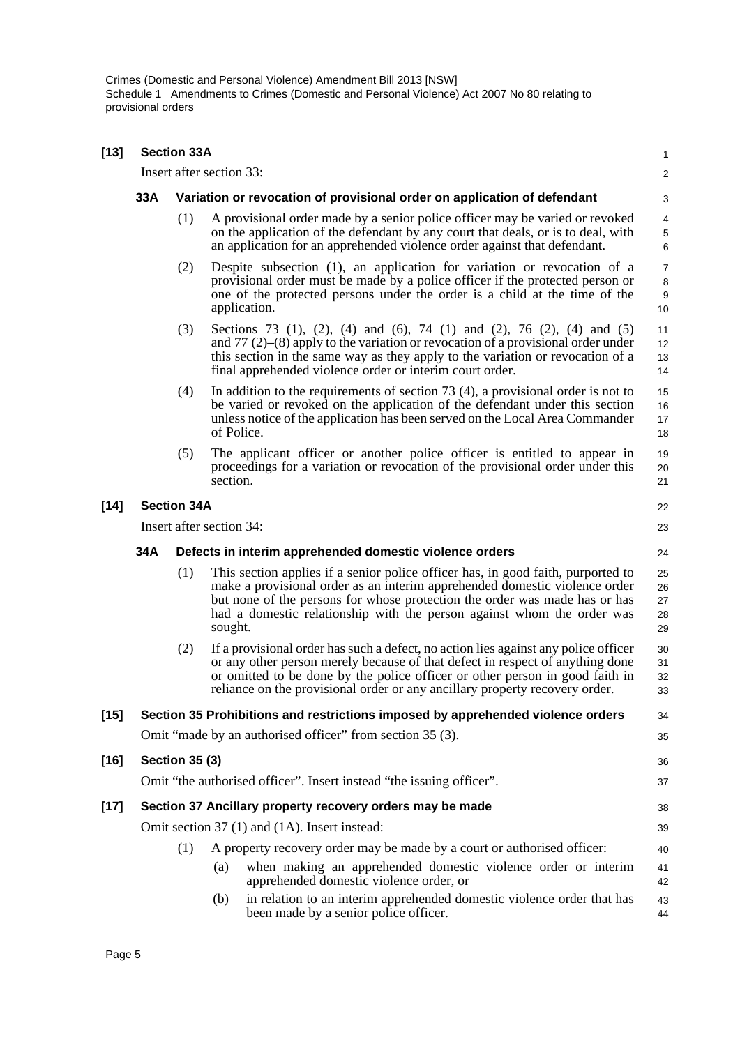**[13] Section 33A**

Insert after section 33:

**33A Variation or revocation of provisional order on application of defendant**

(1) A provisional order made by a senior police officer may be varied or revoked on the application of the defendant by any court that deals, or is to deal, with an application for an apprehended violence order against that defendant.

(2) Despite subsection (1), an application for variation or revocation of a provisional order must be made by a police officer if the protected person or one of the protected persons under the order is a child at the time of the application.

(3) Sections 73 (1), (2), (4) and (6), 74 (1) and (2), 76 (2), (4) and (5) and 77 (2)–(8) apply to the variation or revocation of a provisional order under this section in the same way as they apply to the variation or revocation of a final apprehended violence order or interim court order.

(4) In addition to the requirements of section 73 (4), a provisional order is not to be varied or revoked on the application of the defendant under this section unless notice of the application has been served on the Local Area Commander of Police.

(5) The applicant officer or another police officer is entitled to appear in proceedings for a variation or revocation of the provisional order under this section.

**[14] Section 34A**

Insert after section 34:

**34A Defects in interim apprehended domestic violence orders**

(1) This section applies if a senior police officer has, in good faith, purported to make a provisional order as an interim apprehended domestic violence order but none of the persons for whose protection the order was made has or has had a domestic relationship with the person against whom the order was sought.

(2) If a provisional order has such a defect, no action lies against any police officer or any other person merely because of that defect in respect of anything done or omitted to be done by the police officer or other person in good faith in reliance on the provisional order or any ancillary property recovery order.

**[15] Section 35 Prohibitions and restrictions imposed by apprehended violence orders**

Omit "made by an authorised officer" from section 35 (3).

**[16] Section 35 (3)**

Omit "the authorised officer". Insert instead "the issuing officer".

**[17] Section 37 Ancillary property recovery orders may be made**

Omit section 37 (1) and (1A). Insert instead:

(1) A property recovery order may be made by a court or authorised officer:

(a) when making an apprehended domestic violence order or interim apprehended domestic violence order, or

(b) in relation to an interim apprehended domestic violence order that has been made by a senior police officer.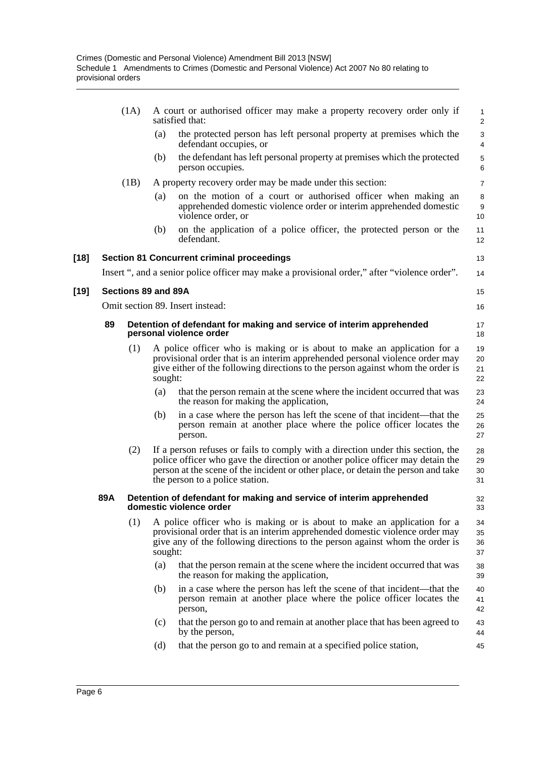(1A) A court or authorised officer may make a property recovery order only if satisfied that:

(a) the protected person has left personal property at premises which the defendant occupies, or

(b) the defendant has left personal property at premises which the protected person occupies.

(1B) A property recovery order may be made under this section:

(a) on the motion of a court or authorised officer when making an apprehended domestic violence order or interim apprehended domestic violence order, or

(b) on the application of a police officer, the protected person or the defendant.

**[18] Section 81 Concurrent criminal proceedings**

Insert ", and a senior police officer may make a provisional order," after "violence order".

**[19] Sections 89 and 89A**

Omit section 89. Insert instead:

**89 Detention of defendant for making and service of interim apprehended personal violence order**

(1) A police officer who is making or is about to make an application for a provisional order that is an interim apprehended personal violence order may give either of the following directions to the person against whom the order is sought:

(a) that the person remain at the scene where the incident occurred that was the reason for making the application,

(b) in a case where the person has left the scene of that incident—that the person remain at another place where the police officer locates the person.

(2) If a person refuses or fails to comply with a direction under this section, the police officer who gave the direction or another police officer may detain the person at the scene of the incident or other place, or detain the person and take the person to a police station.

**89A Detention of defendant for making and service of interim apprehended domestic violence order**

(1) A police officer who is making or is about to make an application for a provisional order that is an interim apprehended domestic violence order may give any of the following directions to the person against whom the order is sought:

(a) that the person remain at the scene where the incident occurred that was the reason for making the application,

(b) in a case where the person has left the scene of that incident—that the person remain at another place where the police officer locates the person,

(c) that the person go to and remain at another place that has been agreed to by the person,

(d) that the person go to and remain at a specified police station,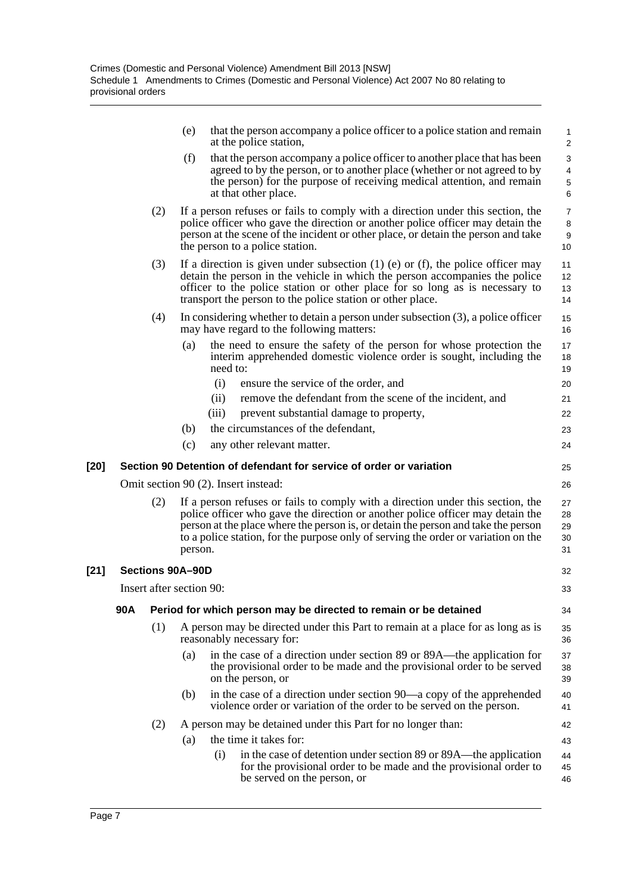(e) that the person accompany a police officer to a police station and remain at the police station,

(f) that the person accompany a police officer to another place that has been agreed to by the person, or to another place (whether or not agreed to by the person) for the purpose of receiving medical attention, and remain at that other place.

(2) If a person refuses or fails to comply with a direction under this section, the police officer who gave the direction or another police officer may detain the person at the scene of the incident or other place, or detain the person and take the person to a police station.

(3) If a direction is given under subsection (1) (e) or (f), the police officer may detain the person in the vehicle in which the person accompanies the police officer to the police station or other place for so long as is necessary to transport the person to the police station or other place.

(4) In considering whether to detain a person under subsection (3), a police officer may have regard to the following matters:

(a) the need to ensure the safety of the person for whose protection the interim apprehended domestic violence order is sought, including the need to:

(i) ensure the service of the order, and

(ii) remove the defendant from the scene of the incident, and

(iii) prevent substantial damage to property,

(b) the circumstances of the defendant,

(c) any other relevant matter.

**[20] Section 90 Detention of defendant for service of order or variation**

Omit section 90 (2). Insert instead:

(2) If a person refuses or fails to comply with a direction under this section, the police officer who gave the direction or another police officer may detain the person at the place where the person is, or detain the person and take the person to a police station, for the purpose only of serving the order or variation on the person.

**[21] Sections 90A–90D**

Insert after section 90:

**90A Period for which person may be directed to remain or be detained**

(1) A person may be directed under this Part to remain at a place for as long as is reasonably necessary for:

(a) in the case of a direction under section 89 or 89A—the application for the provisional order to be made and the provisional order to be served on the person, or

(b) in the case of a direction under section 90—a copy of the apprehended violence order or variation of the order to be served on the person.

(2) A person may be detained under this Part for no longer than:

(a) the time it takes for:

(i) in the case of detention under section 89 or 89A—the application for the provisional order to be made and the provisional order to be served on the person, or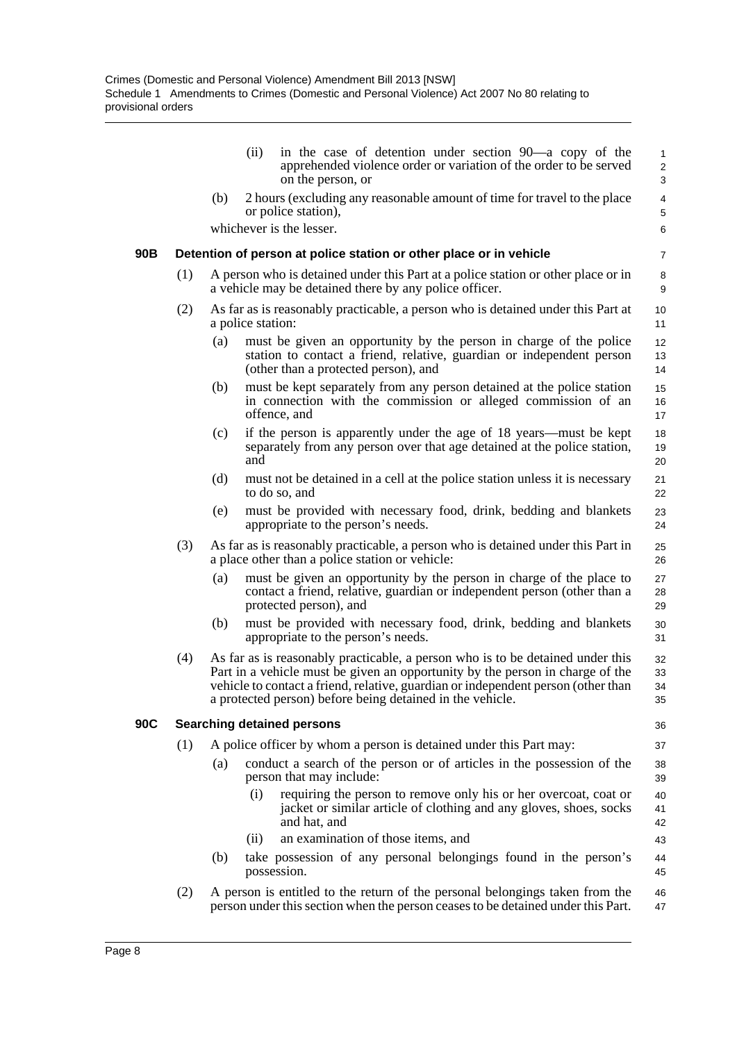(ii) in the case of detention under section 90—a copy of the apprehended violence order or variation of the order to be served on the person, or

(b) 2 hours (excluding any reasonable amount of time for travel to the place or police station),

whichever is the lesser.

### 90B Detention of person at police station or other place or in vehicle

(1) A person who is detained under this Part at a police station or other place or in a vehicle may be detained there by any police officer.

(2) As far as is reasonably practicable, a person who is detained under this Part at a police station:

(a) must be given an opportunity by the person in charge of the police station to contact a friend, relative, guardian or independent person (other than a protected person), and

(b) must be kept separately from any person detained at the police station in connection with the commission or alleged commission of an offence, and

(c) if the person is apparently under the age of 18 years—must be kept separately from any person over that age detained at the police station, and

(d) must not be detained in a cell at the police station unless it is necessary to do so, and

(e) must be provided with necessary food, drink, bedding and blankets appropriate to the person's needs.

(3) As far as is reasonably practicable, a person who is detained under this Part in a place other than a police station or vehicle:

(a) must be given an opportunity by the person in charge of the place to contact a friend, relative, guardian or independent person (other than a protected person), and

(b) must be provided with necessary food, drink, bedding and blankets appropriate to the person's needs.

(4) As far as is reasonably practicable, a person who is to be detained under this Part in a vehicle must be given an opportunity by the person in charge of the vehicle to contact a friend, relative, guardian or independent person (other than a protected person) before being detained in the vehicle.

### 90C Searching detained persons

(1) A police officer by whom a person is detained under this Part may:

(a) conduct a search of the person or of articles in the possession of the person that may include:

(i) requiring the person to remove only his or her overcoat, coat or jacket or similar article of clothing and any gloves, shoes, socks and hat, and

(ii) an examination of those items, and

(b) take possession of any personal belongings found in the person's possession.

(2) A person is entitled to the return of the personal belongings taken from the person under this section when the person ceases to be detained under this Part.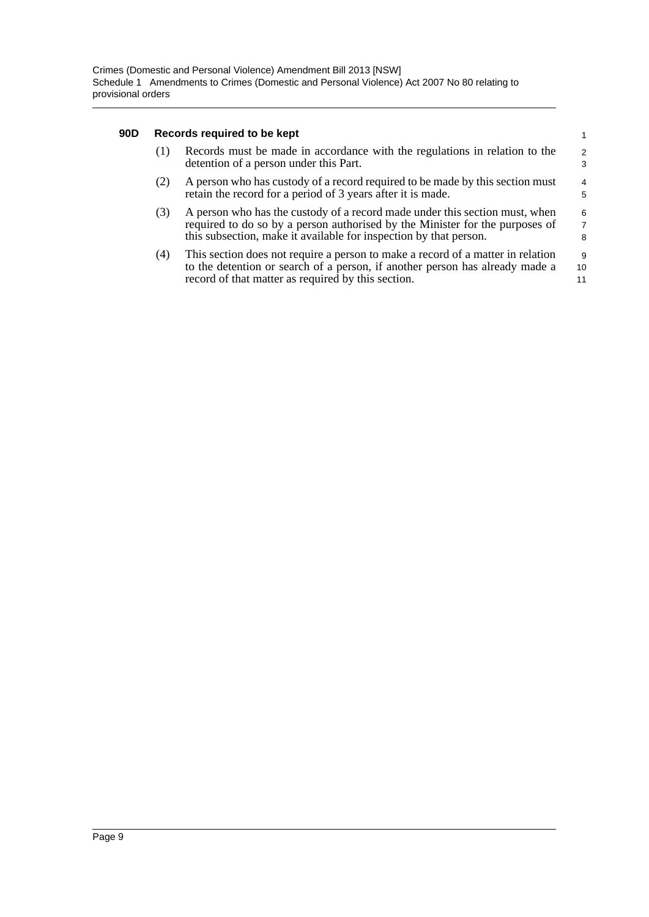#### 90D Records required to be kept

(1) Records must be made in accordance with the regulations in relation to the detention of a person under this Part.

(2) A person who has custody of a record required to be made by this section must retain the record for a period of 3 years after it is made.

(3) A person who has the custody of a record made under this section must, when required to do so by a person authorised by the Minister for the purposes of this subsection, make it available for inspection by that person.

(4) This section does not require a person to make a record of a matter in relation to the detention or search of a person, if another person has already made a record of that matter as required by this section.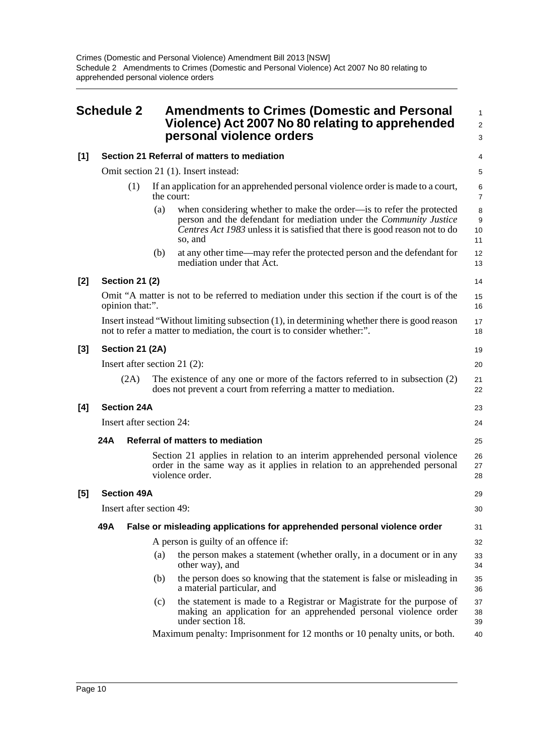# Schedule 2 Amendments to Crimes (Domestic and Personal Violence) Act 2007 No 80 relating to apprehended personal violence orders

## [1] Section 21 Referral of matters to mediation

Omit section 21 (1). Insert instead:

(1) If an application for an apprehended personal violence order is made to a court, the court:

(a) when considering whether to make the order—is to refer the protected person and the defendant for mediation under the *Community Justice Centres Act 1983* unless it is satisfied that there is good reason not to do so, and

(b) at any other time—may refer the protected person and the defendant for mediation under that Act.

## [2] Section 21 (2)

Omit "A matter is not to be referred to mediation under this section if the court is of the opinion that:".

Insert instead "Without limiting subsection (1), in determining whether there is good reason not to refer a matter to mediation, the court is to consider whether:".

## [3] Section 21 (2A)

Insert after section 21 (2):

(2A) The existence of any one or more of the factors referred to in subsection (2) does not prevent a court from referring a matter to mediation.

## [4] Section 24A

Insert after section 24:

### 24A Referral of matters to mediation

Section 21 applies in relation to an interim apprehended personal violence order in the same way as it applies in relation to an apprehended personal violence order.

## [5] Section 49A

Insert after section 49:

### 49A False or misleading applications for apprehended personal violence order

A person is guilty of an offence if:

(a) the person makes a statement (whether orally, in a document or in any other way), and

(b) the person does so knowing that the statement is false or misleading in a material particular, and

(c) the statement is made to a Registrar or Magistrate for the purpose of making an application for an apprehended personal violence order under section 18.

Maximum penalty: Imprisonment for 12 months or 10 penalty units, or both.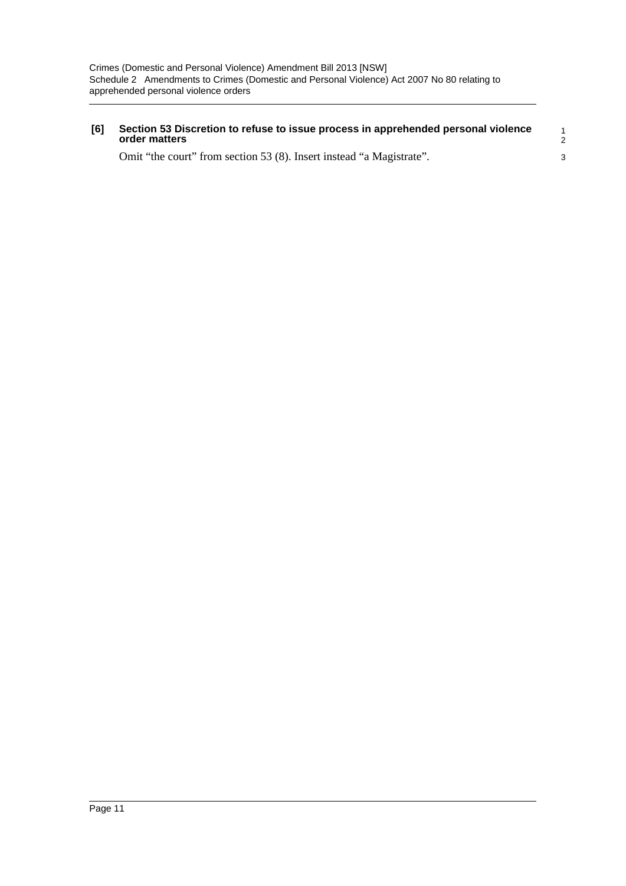**[6] Section 53 Discretion to refuse to issue process in apprehended personal violence order matters**

Omit "the court" from section 53 (8). Insert instead "a Magistrate".